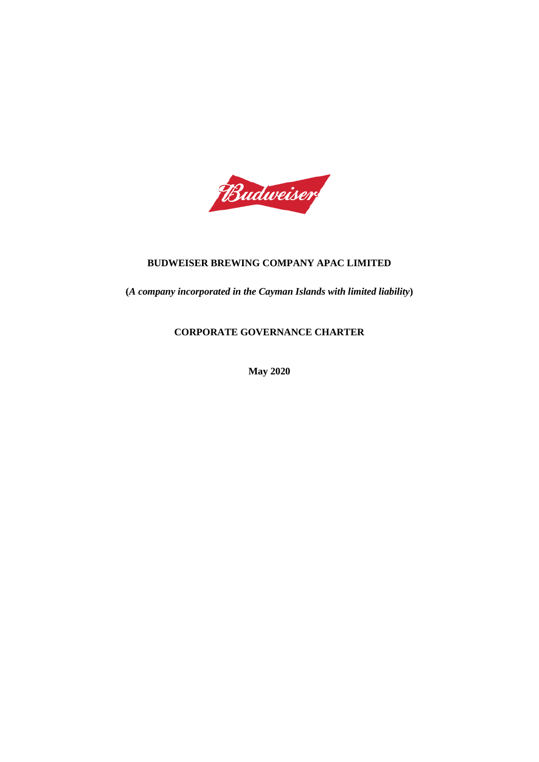**BUDWEISER BREWING COMPANY APAC LIMITED**

**(*A company incorporated in the Cayman Islands with limited liability*)**

**CORPORATE GOVERNANCE CHARTER**

**May 2020**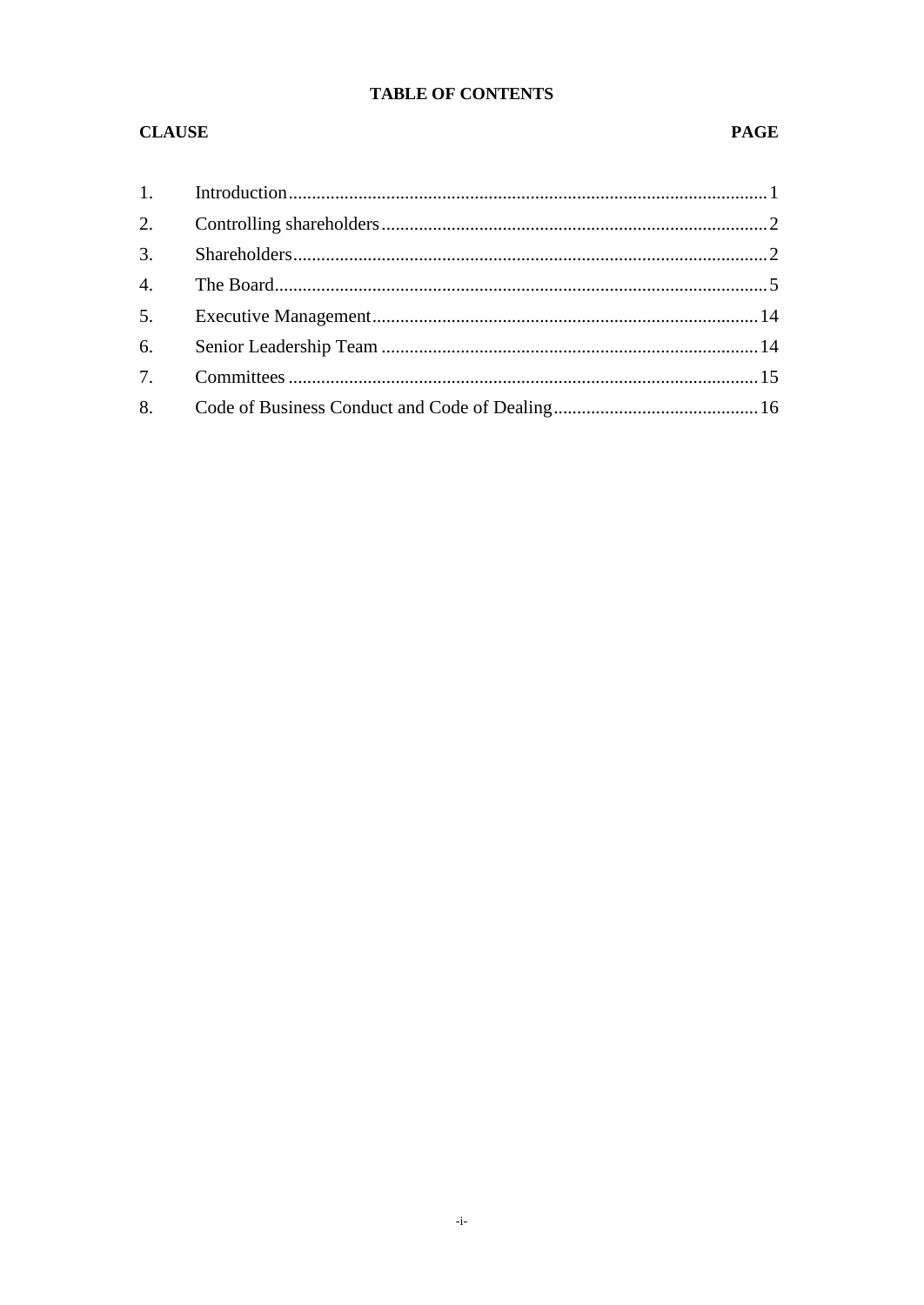## TABLE OF CONTENTS

| CLAUSE | | PAGE |
|---|---|---|
| 1. | Introduction | 1 |
| 2. | Controlling shareholders | 2 |
| 3. | Shareholders | 2 |
| 4. | The Board | 5 |
| 5. | Executive Management | 14 |
| 6. | Senior Leadership Team | 14 |
| 7. | Committees | 15 |
| 8. | Code of Business Conduct and Code of Dealing | 16 |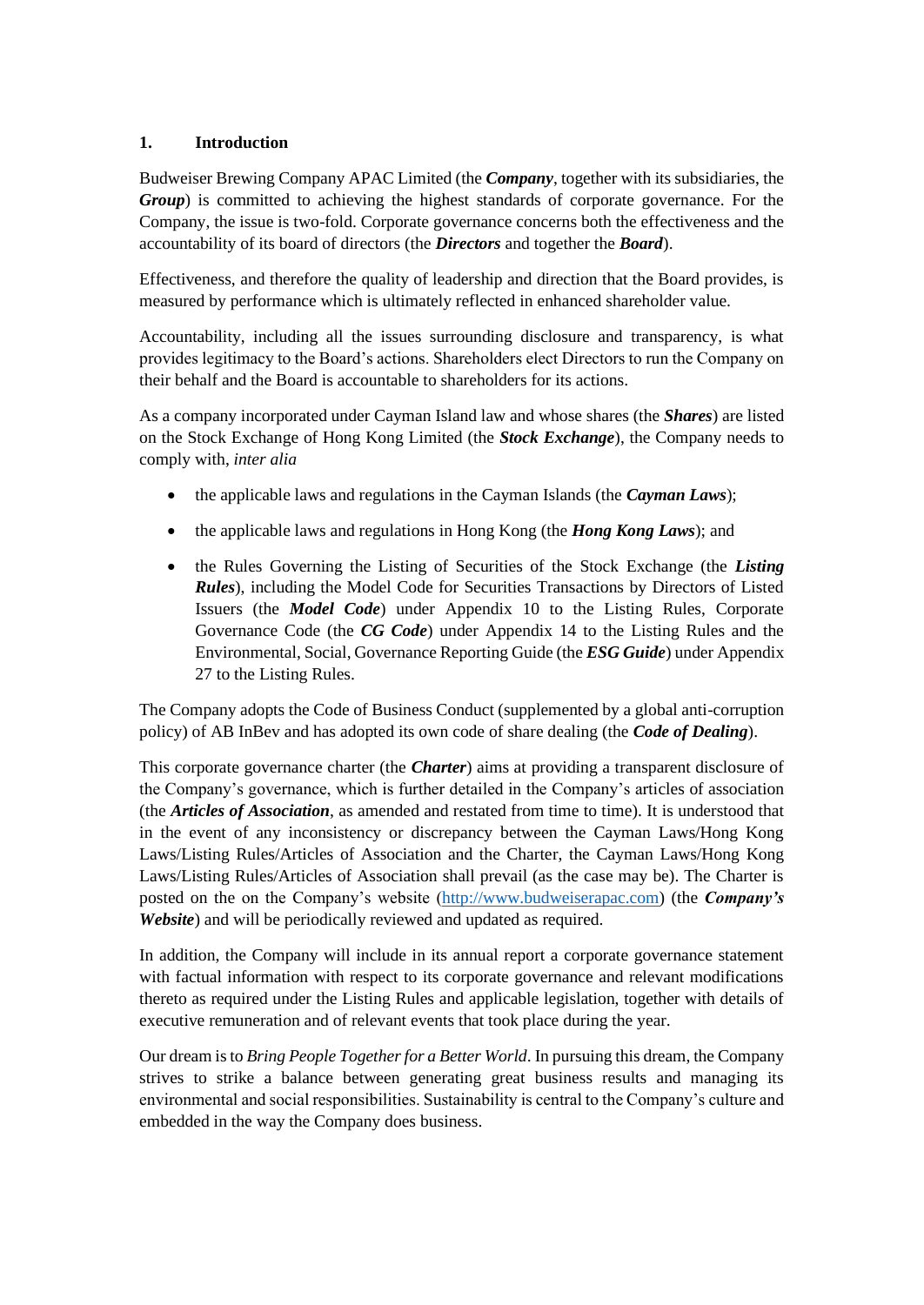## 1. Introduction

Budweiser Brewing Company APAC Limited (the ***Company***, together with its subsidiaries, the ***Group***) is committed to achieving the highest standards of corporate governance. For the Company, the issue is two-fold. Corporate governance concerns both the effectiveness and the accountability of its board of directors (the ***Directors*** and together the ***Board***).

Effectiveness, and therefore the quality of leadership and direction that the Board provides, is measured by performance which is ultimately reflected in enhanced shareholder value.

Accountability, including all the issues surrounding disclosure and transparency, is what provides legitimacy to the Board's actions. Shareholders elect Directors to run the Company on their behalf and the Board is accountable to shareholders for its actions.

As a company incorporated under Cayman Island law and whose shares (the ***Shares***) are listed on the Stock Exchange of Hong Kong Limited (the ***Stock Exchange***), the Company needs to comply with, *inter alia*

- the applicable laws and regulations in the Cayman Islands (the ***Cayman Laws***);
- the applicable laws and regulations in Hong Kong (the ***Hong Kong Laws***); and
- the Rules Governing the Listing of Securities of the Stock Exchange (the ***Listing Rules***), including the Model Code for Securities Transactions by Directors of Listed Issuers (the ***Model Code***) under Appendix 10 to the Listing Rules, Corporate Governance Code (the ***CG Code***) under Appendix 14 to the Listing Rules and the Environmental, Social, Governance Reporting Guide (the ***ESG Guide***) under Appendix 27 to the Listing Rules.

The Company adopts the Code of Business Conduct (supplemented by a global anti-corruption policy) of AB InBev and has adopted its own code of share dealing (the ***Code of Dealing***).

This corporate governance charter (the ***Charter***) aims at providing a transparent disclosure of the Company's governance, which is further detailed in the Company's articles of association (the ***Articles of Association***, as amended and restated from time to time). It is understood that in the event of any inconsistency or discrepancy between the Cayman Laws/Hong Kong Laws/Listing Rules/Articles of Association and the Charter, the Cayman Laws/Hong Kong Laws/Listing Rules/Articles of Association shall prevail (as the case may be). The Charter is posted on the on the Company's website (http://www.budweiserapac.com) (the ***Company's Website***) and will be periodically reviewed and updated as required.

In addition, the Company will include in its annual report a corporate governance statement with factual information with respect to its corporate governance and relevant modifications thereto as required under the Listing Rules and applicable legislation, together with details of executive remuneration and of relevant events that took place during the year.

Our dream is to *Bring People Together for a Better World*. In pursuing this dream, the Company strives to strike a balance between generating great business results and managing its environmental and social responsibilities. Sustainability is central to the Company's culture and embedded in the way the Company does business.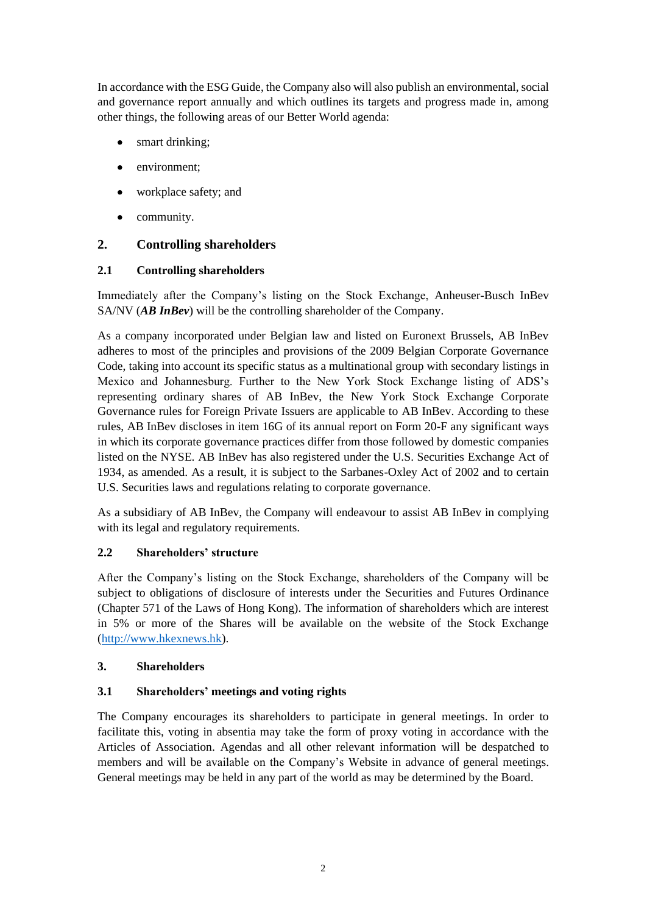In accordance with the ESG Guide, the Company also will also publish an environmental, social and governance report annually and which outlines its targets and progress made in, among other things, the following areas of our Better World agenda:

- smart drinking;
- environment;
- workplace safety; and
- community.

## 2. Controlling shareholders

### 2.1 Controlling shareholders

Immediately after the Company's listing on the Stock Exchange, Anheuser-Busch InBev SA/NV (***AB InBev***) will be the controlling shareholder of the Company.

As a company incorporated under Belgian law and listed on Euronext Brussels, AB InBev adheres to most of the principles and provisions of the 2009 Belgian Corporate Governance Code, taking into account its specific status as a multinational group with secondary listings in Mexico and Johannesburg. Further to the New York Stock Exchange listing of ADS's representing ordinary shares of AB InBev, the New York Stock Exchange Corporate Governance rules for Foreign Private Issuers are applicable to AB InBev. According to these rules, AB InBev discloses in item 16G of its annual report on Form 20-F any significant ways in which its corporate governance practices differ from those followed by domestic companies listed on the NYSE. AB InBev has also registered under the U.S. Securities Exchange Act of 1934, as amended. As a result, it is subject to the Sarbanes-Oxley Act of 2002 and to certain U.S. Securities laws and regulations relating to corporate governance.

As a subsidiary of AB InBev, the Company will endeavour to assist AB InBev in complying with its legal and regulatory requirements.

### 2.2 Shareholders' structure

After the Company's listing on the Stock Exchange, shareholders of the Company will be subject to obligations of disclosure of interests under the Securities and Futures Ordinance (Chapter 571 of the Laws of Hong Kong). The information of shareholders which are interest in 5% or more of the Shares will be available on the website of the Stock Exchange (http://www.hkexnews.hk).

## 3. Shareholders

### 3.1 Shareholders' meetings and voting rights

The Company encourages its shareholders to participate in general meetings. In order to facilitate this, voting in absentia may take the form of proxy voting in accordance with the Articles of Association. Agendas and all other relevant information will be despatched to members and will be available on the Company's Website in advance of general meetings. General meetings may be held in any part of the world as may be determined by the Board.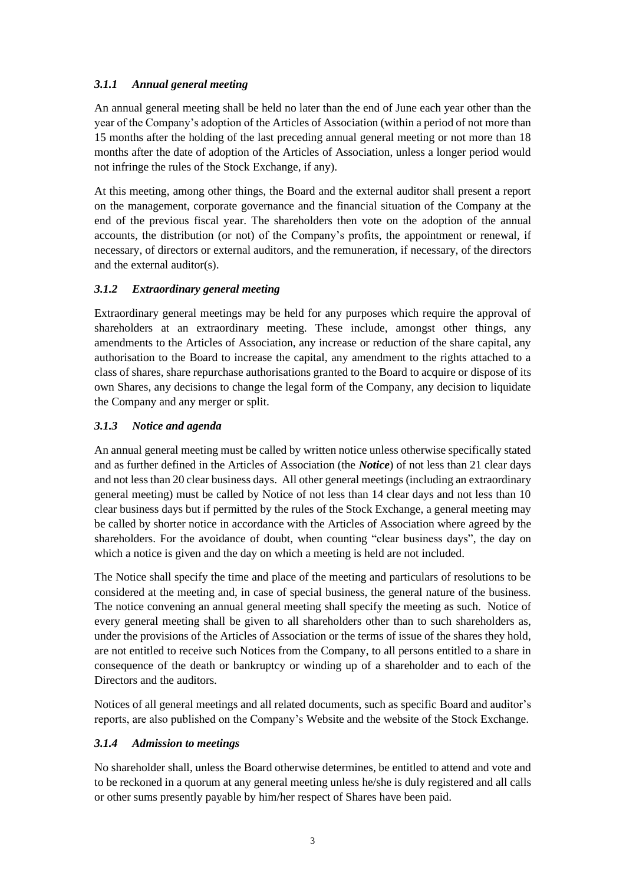### *3.1.1 Annual general meeting*

An annual general meeting shall be held no later than the end of June each year other than the year of the Company's adoption of the Articles of Association (within a period of not more than 15 months after the holding of the last preceding annual general meeting or not more than 18 months after the date of adoption of the Articles of Association, unless a longer period would not infringe the rules of the Stock Exchange, if any).

At this meeting, among other things, the Board and the external auditor shall present a report on the management, corporate governance and the financial situation of the Company at the end of the previous fiscal year. The shareholders then vote on the adoption of the annual accounts, the distribution (or not) of the Company's profits, the appointment or renewal, if necessary, of directors or external auditors, and the remuneration, if necessary, of the directors and the external auditor(s).

### *3.1.2 Extraordinary general meeting*

Extraordinary general meetings may be held for any purposes which require the approval of shareholders at an extraordinary meeting. These include, amongst other things, any amendments to the Articles of Association, any increase or reduction of the share capital, any authorisation to the Board to increase the capital, any amendment to the rights attached to a class of shares, share repurchase authorisations granted to the Board to acquire or dispose of its own Shares, any decisions to change the legal form of the Company, any decision to liquidate the Company and any merger or split.

### *3.1.3 Notice and agenda*

An annual general meeting must be called by written notice unless otherwise specifically stated and as further defined in the Articles of Association (the ***Notice***) of not less than 21 clear days and not less than 20 clear business days. All other general meetings (including an extraordinary general meeting) must be called by Notice of not less than 14 clear days and not less than 10 clear business days but if permitted by the rules of the Stock Exchange, a general meeting may be called by shorter notice in accordance with the Articles of Association where agreed by the shareholders. For the avoidance of doubt, when counting "clear business days", the day on which a notice is given and the day on which a meeting is held are not included.

The Notice shall specify the time and place of the meeting and particulars of resolutions to be considered at the meeting and, in case of special business, the general nature of the business. The notice convening an annual general meeting shall specify the meeting as such. Notice of every general meeting shall be given to all shareholders other than to such shareholders as, under the provisions of the Articles of Association or the terms of issue of the shares they hold, are not entitled to receive such Notices from the Company, to all persons entitled to a share in consequence of the death or bankruptcy or winding up of a shareholder and to each of the Directors and the auditors.

Notices of all general meetings and all related documents, such as specific Board and auditor's reports, are also published on the Company's Website and the website of the Stock Exchange.

### *3.1.4 Admission to meetings*

No shareholder shall, unless the Board otherwise determines, be entitled to attend and vote and to be reckoned in a quorum at any general meeting unless he/she is duly registered and all calls or other sums presently payable by him/her respect of Shares have been paid.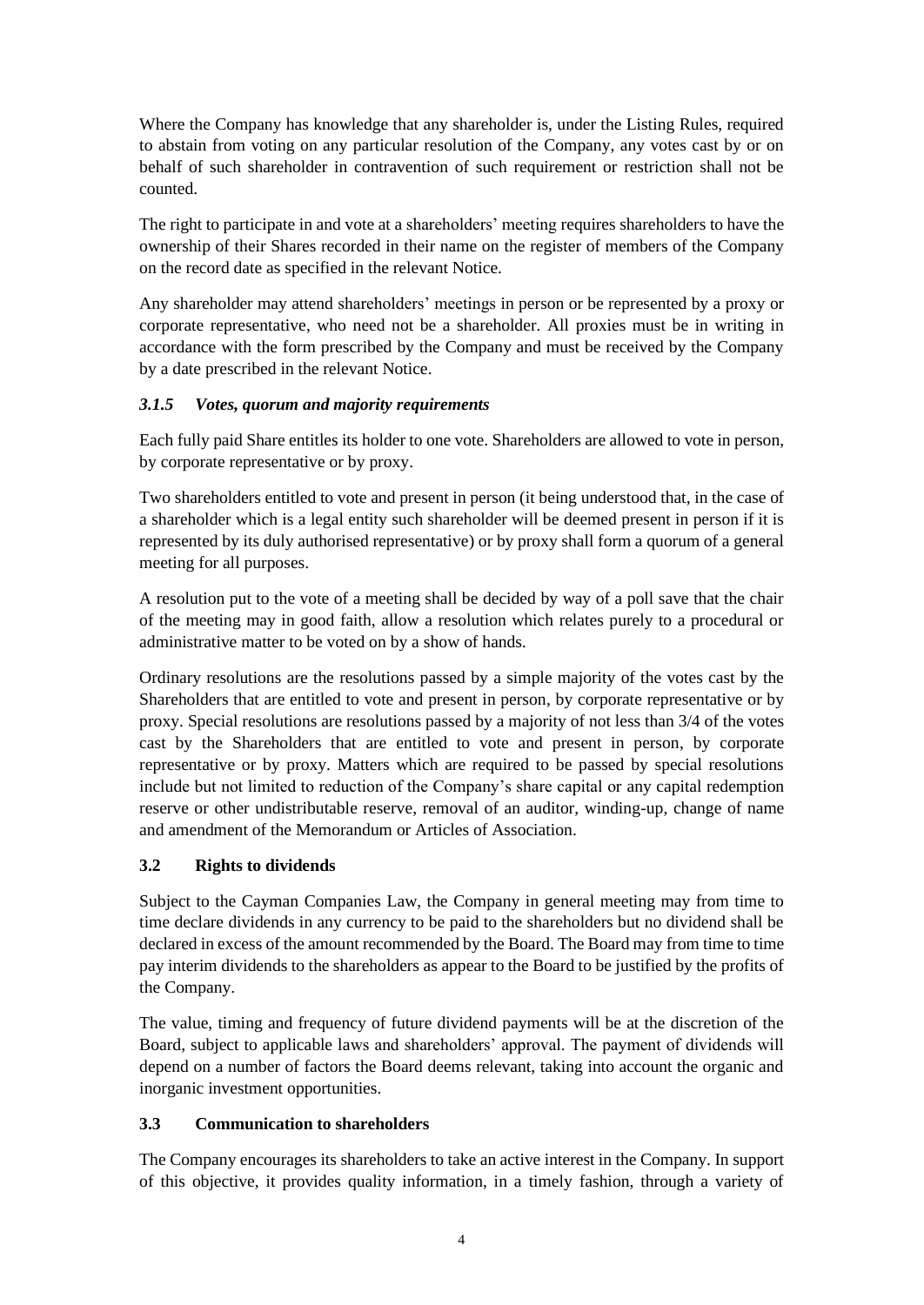Where the Company has knowledge that any shareholder is, under the Listing Rules, required to abstain from voting on any particular resolution of the Company, any votes cast by or on behalf of such shareholder in contravention of such requirement or restriction shall not be counted.

The right to participate in and vote at a shareholders' meeting requires shareholders to have the ownership of their Shares recorded in their name on the register of members of the Company on the record date as specified in the relevant Notice.

Any shareholder may attend shareholders' meetings in person or be represented by a proxy or corporate representative, who need not be a shareholder. All proxies must be in writing in accordance with the form prescribed by the Company and must be received by the Company by a date prescribed in the relevant Notice.

#### *3.1.5 Votes, quorum and majority requirements*

Each fully paid Share entitles its holder to one vote. Shareholders are allowed to vote in person, by corporate representative or by proxy.

Two shareholders entitled to vote and present in person (it being understood that, in the case of a shareholder which is a legal entity such shareholder will be deemed present in person if it is represented by its duly authorised representative) or by proxy shall form a quorum of a general meeting for all purposes.

A resolution put to the vote of a meeting shall be decided by way of a poll save that the chair of the meeting may in good faith, allow a resolution which relates purely to a procedural or administrative matter to be voted on by a show of hands.

Ordinary resolutions are the resolutions passed by a simple majority of the votes cast by the Shareholders that are entitled to vote and present in person, by corporate representative or by proxy. Special resolutions are resolutions passed by a majority of not less than 3/4 of the votes cast by the Shareholders that are entitled to vote and present in person, by corporate representative or by proxy. Matters which are required to be passed by special resolutions include but not limited to reduction of the Company's share capital or any capital redemption reserve or other undistributable reserve, removal of an auditor, winding-up, change of name and amendment of the Memorandum or Articles of Association.

### 3.2 Rights to dividends

Subject to the Cayman Companies Law, the Company in general meeting may from time to time declare dividends in any currency to be paid to the shareholders but no dividend shall be declared in excess of the amount recommended by the Board. The Board may from time to time pay interim dividends to the shareholders as appear to the Board to be justified by the profits of the Company.

The value, timing and frequency of future dividend payments will be at the discretion of the Board, subject to applicable laws and shareholders' approval. The payment of dividends will depend on a number of factors the Board deems relevant, taking into account the organic and inorganic investment opportunities.

### 3.3 Communication to shareholders

The Company encourages its shareholders to take an active interest in the Company. In support of this objective, it provides quality information, in a timely fashion, through a variety of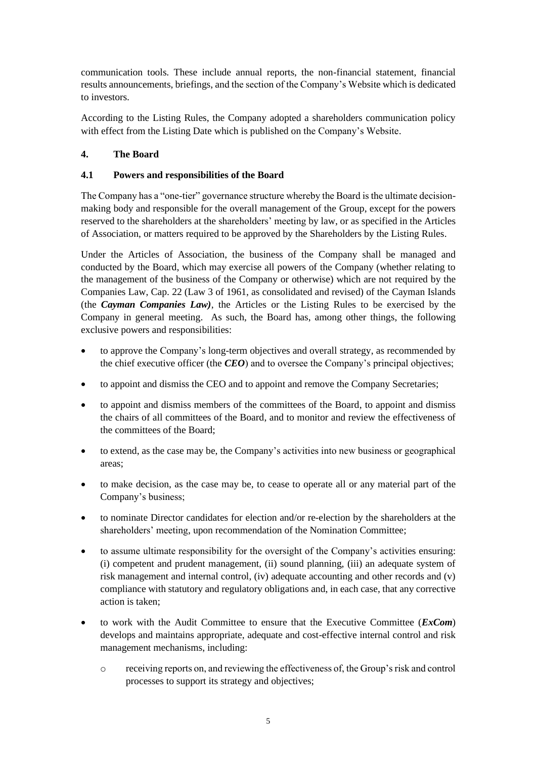communication tools. These include annual reports, the non-financial statement, financial results announcements, briefings, and the section of the Company's Website which is dedicated to investors.

According to the Listing Rules, the Company adopted a shareholders communication policy with effect from the Listing Date which is published on the Company's Website.

## 4. The Board

### 4.1 Powers and responsibilities of the Board

The Company has a "one-tier" governance structure whereby the Board is the ultimate decision-making body and responsible for the overall management of the Group, except for the powers reserved to the shareholders at the shareholders' meeting by law, or as specified in the Articles of Association, or matters required to be approved by the Shareholders by the Listing Rules.

Under the Articles of Association, the business of the Company shall be managed and conducted by the Board, which may exercise all powers of the Company (whether relating to the management of the business of the Company or otherwise) which are not required by the Companies Law, Cap. 22 (Law 3 of 1961, as consolidated and revised) of the Cayman Islands (the ***Cayman Companies Law)***, the Articles or the Listing Rules to be exercised by the Company in general meeting. As such, the Board has, among other things, the following exclusive powers and responsibilities:

- to approve the Company's long-term objectives and overall strategy, as recommended by the chief executive officer (the ***CEO***) and to oversee the Company's principal objectives;
- to appoint and dismiss the CEO and to appoint and remove the Company Secretaries;
- to appoint and dismiss members of the committees of the Board, to appoint and dismiss the chairs of all committees of the Board, and to monitor and review the effectiveness of the committees of the Board;
- to extend, as the case may be, the Company's activities into new business or geographical areas;
- to make decision, as the case may be, to cease to operate all or any material part of the Company's business;
- to nominate Director candidates for election and/or re-election by the shareholders at the shareholders' meeting, upon recommendation of the Nomination Committee;
- to assume ultimate responsibility for the oversight of the Company's activities ensuring: (i) competent and prudent management, (ii) sound planning, (iii) an adequate system of risk management and internal control, (iv) adequate accounting and other records and (v) compliance with statutory and regulatory obligations and, in each case, that any corrective action is taken;
- to work with the Audit Committee to ensure that the Executive Committee (***ExCom***) develops and maintains appropriate, adequate and cost-effective internal control and risk management mechanisms, including:
  - receiving reports on, and reviewing the effectiveness of, the Group's risk and control processes to support its strategy and objectives;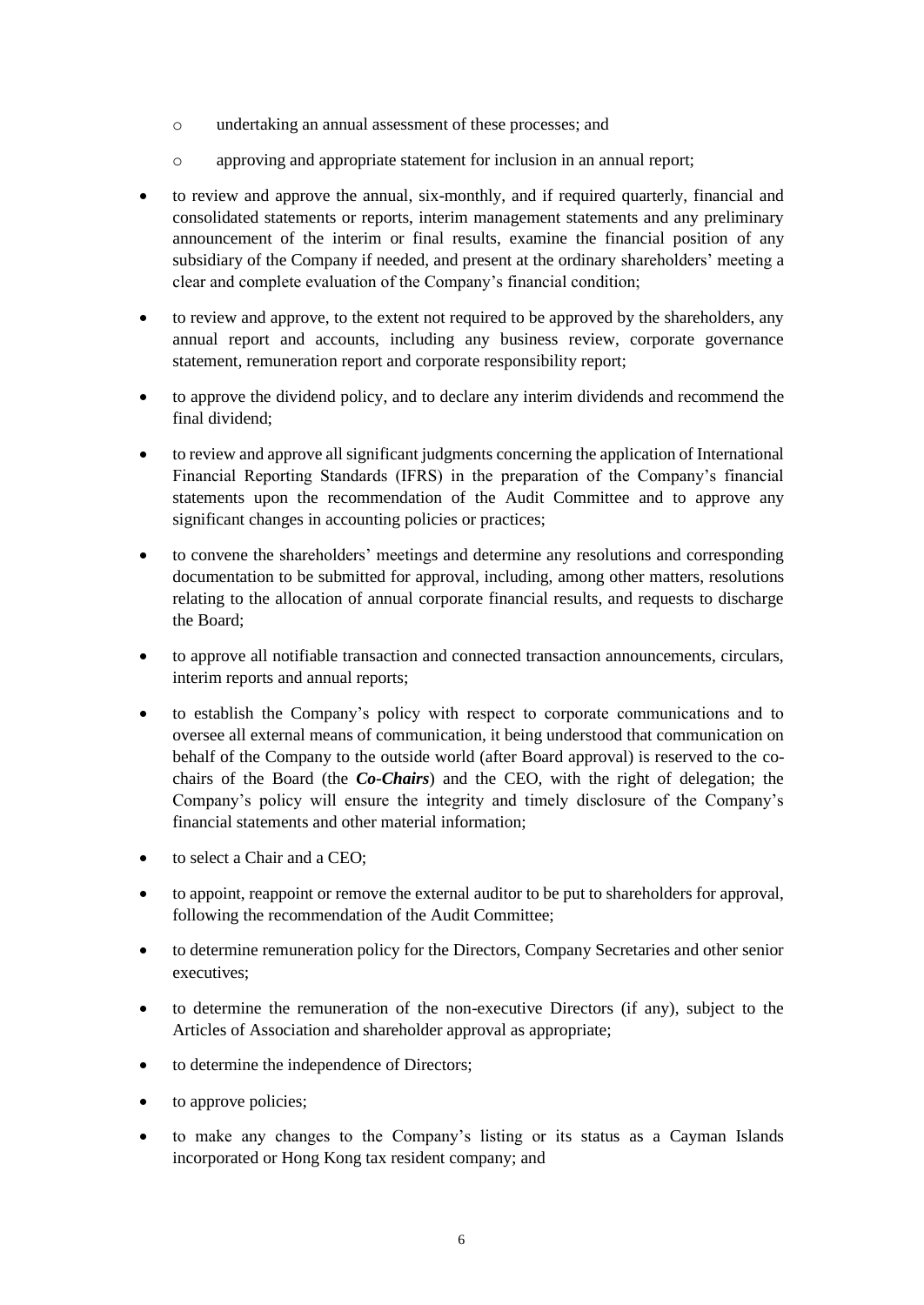- undertaking an annual assessment of these processes; and
  - approving and appropriate statement for inclusion in an annual report;

- to review and approve the annual, six-monthly, and if required quarterly, financial and consolidated statements or reports, interim management statements and any preliminary announcement of the interim or final results, examine the financial position of any subsidiary of the Company if needed, and present at the ordinary shareholders' meeting a clear and complete evaluation of the Company's financial condition;
- to review and approve, to the extent not required to be approved by the shareholders, any annual report and accounts, including any business review, corporate governance statement, remuneration report and corporate responsibility report;
- to approve the dividend policy, and to declare any interim dividends and recommend the final dividend;
- to review and approve all significant judgments concerning the application of International Financial Reporting Standards (IFRS) in the preparation of the Company's financial statements upon the recommendation of the Audit Committee and to approve any significant changes in accounting policies or practices;
- to convene the shareholders' meetings and determine any resolutions and corresponding documentation to be submitted for approval, including, among other matters, resolutions relating to the allocation of annual corporate financial results, and requests to discharge the Board;
- to approve all notifiable transaction and connected transaction announcements, circulars, interim reports and annual reports;
- to establish the Company's policy with respect to corporate communications and to oversee all external means of communication, it being understood that communication on behalf of the Company to the outside world (after Board approval) is reserved to the co-chairs of the Board (the ***Co-Chairs***) and the CEO, with the right of delegation; the Company's policy will ensure the integrity and timely disclosure of the Company's financial statements and other material information;
- to select a Chair and a CEO;
- to appoint, reappoint or remove the external auditor to be put to shareholders for approval, following the recommendation of the Audit Committee;
- to determine remuneration policy for the Directors, Company Secretaries and other senior executives;
- to determine the remuneration of the non-executive Directors (if any), subject to the Articles of Association and shareholder approval as appropriate;
- to determine the independence of Directors;
- to approve policies;
- to make any changes to the Company's listing or its status as a Cayman Islands incorporated or Hong Kong tax resident company; and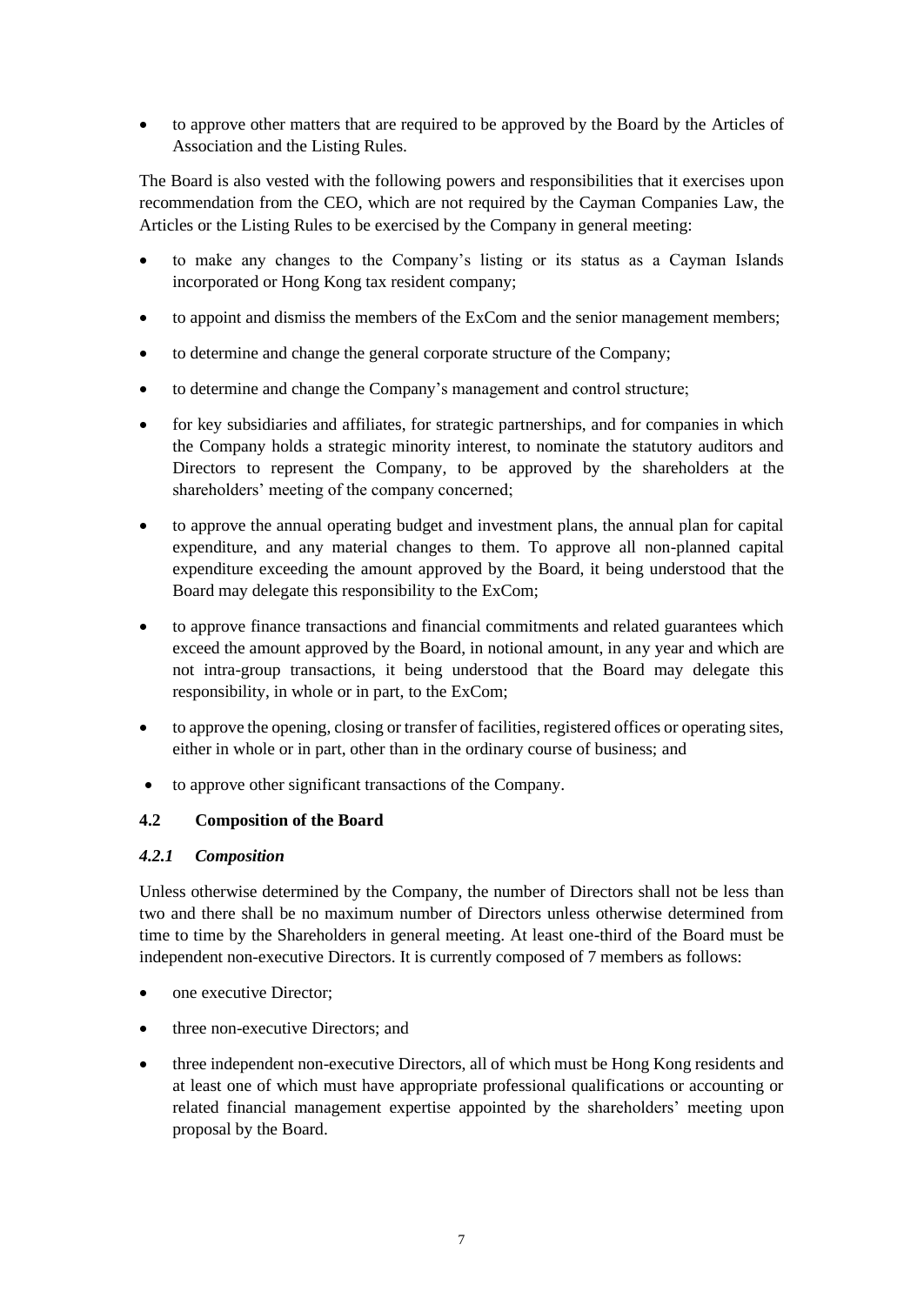- to approve other matters that are required to be approved by the Board by the Articles of Association and the Listing Rules.

The Board is also vested with the following powers and responsibilities that it exercises upon recommendation from the CEO, which are not required by the Cayman Companies Law, the Articles or the Listing Rules to be exercised by the Company in general meeting:

- to make any changes to the Company's listing or its status as a Cayman Islands incorporated or Hong Kong tax resident company;
- to appoint and dismiss the members of the ExCom and the senior management members;
- to determine and change the general corporate structure of the Company;
- to determine and change the Company's management and control structure;
- for key subsidiaries and affiliates, for strategic partnerships, and for companies in which the Company holds a strategic minority interest, to nominate the statutory auditors and Directors to represent the Company, to be approved by the shareholders at the shareholders' meeting of the company concerned;
- to approve the annual operating budget and investment plans, the annual plan for capital expenditure, and any material changes to them. To approve all non-planned capital expenditure exceeding the amount approved by the Board, it being understood that the Board may delegate this responsibility to the ExCom;
- to approve finance transactions and financial commitments and related guarantees which exceed the amount approved by the Board, in notional amount, in any year and which are not intra-group transactions, it being understood that the Board may delegate this responsibility, in whole or in part, to the ExCom;
- to approve the opening, closing or transfer of facilities, registered offices or operating sites, either in whole or in part, other than in the ordinary course of business; and
- to approve other significant transactions of the Company.

### 4.2 Composition of the Board

#### *4.2.1 Composition*

Unless otherwise determined by the Company, the number of Directors shall not be less than two and there shall be no maximum number of Directors unless otherwise determined from time to time by the Shareholders in general meeting. At least one-third of the Board must be independent non-executive Directors. It is currently composed of 7 members as follows:

- one executive Director;
- three non-executive Directors; and
- three independent non-executive Directors, all of which must be Hong Kong residents and at least one of which must have appropriate professional qualifications or accounting or related financial management expertise appointed by the shareholders' meeting upon proposal by the Board.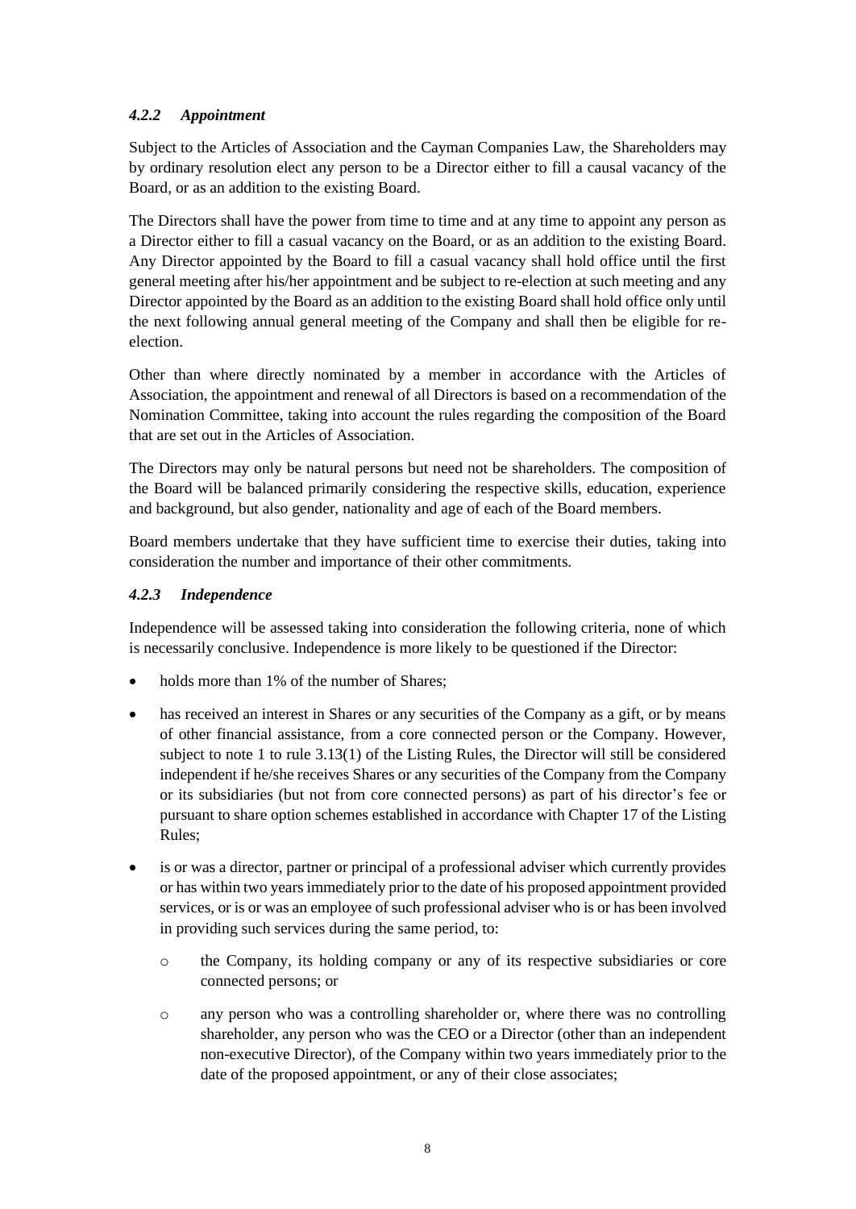#### *4.2.2 Appointment*

Subject to the Articles of Association and the Cayman Companies Law, the Shareholders may by ordinary resolution elect any person to be a Director either to fill a causal vacancy of the Board, or as an addition to the existing Board.

The Directors shall have the power from time to time and at any time to appoint any person as a Director either to fill a casual vacancy on the Board, or as an addition to the existing Board. Any Director appointed by the Board to fill a casual vacancy shall hold office until the first general meeting after his/her appointment and be subject to re-election at such meeting and any Director appointed by the Board as an addition to the existing Board shall hold office only until the next following annual general meeting of the Company and shall then be eligible for re-election.

Other than where directly nominated by a member in accordance with the Articles of Association, the appointment and renewal of all Directors is based on a recommendation of the Nomination Committee, taking into account the rules regarding the composition of the Board that are set out in the Articles of Association.

The Directors may only be natural persons but need not be shareholders. The composition of the Board will be balanced primarily considering the respective skills, education, experience and background, but also gender, nationality and age of each of the Board members.

Board members undertake that they have sufficient time to exercise their duties, taking into consideration the number and importance of their other commitments.

#### *4.2.3 Independence*

Independence will be assessed taking into consideration the following criteria, none of which is necessarily conclusive. Independence is more likely to be questioned if the Director:

- holds more than 1% of the number of Shares;
- has received an interest in Shares or any securities of the Company as a gift, or by means of other financial assistance, from a core connected person or the Company. However, subject to note 1 to rule 3.13(1) of the Listing Rules, the Director will still be considered independent if he/she receives Shares or any securities of the Company from the Company or its subsidiaries (but not from core connected persons) as part of his director's fee or pursuant to share option schemes established in accordance with Chapter 17 of the Listing Rules;
- is or was a director, partner or principal of a professional adviser which currently provides or has within two years immediately prior to the date of his proposed appointment provided services, or is or was an employee of such professional adviser who is or has been involved in providing such services during the same period, to:
  - the Company, its holding company or any of its respective subsidiaries or core connected persons; or
  - any person who was a controlling shareholder or, where there was no controlling shareholder, any person who was the CEO or a Director (other than an independent non-executive Director), of the Company within two years immediately prior to the date of the proposed appointment, or any of their close associates;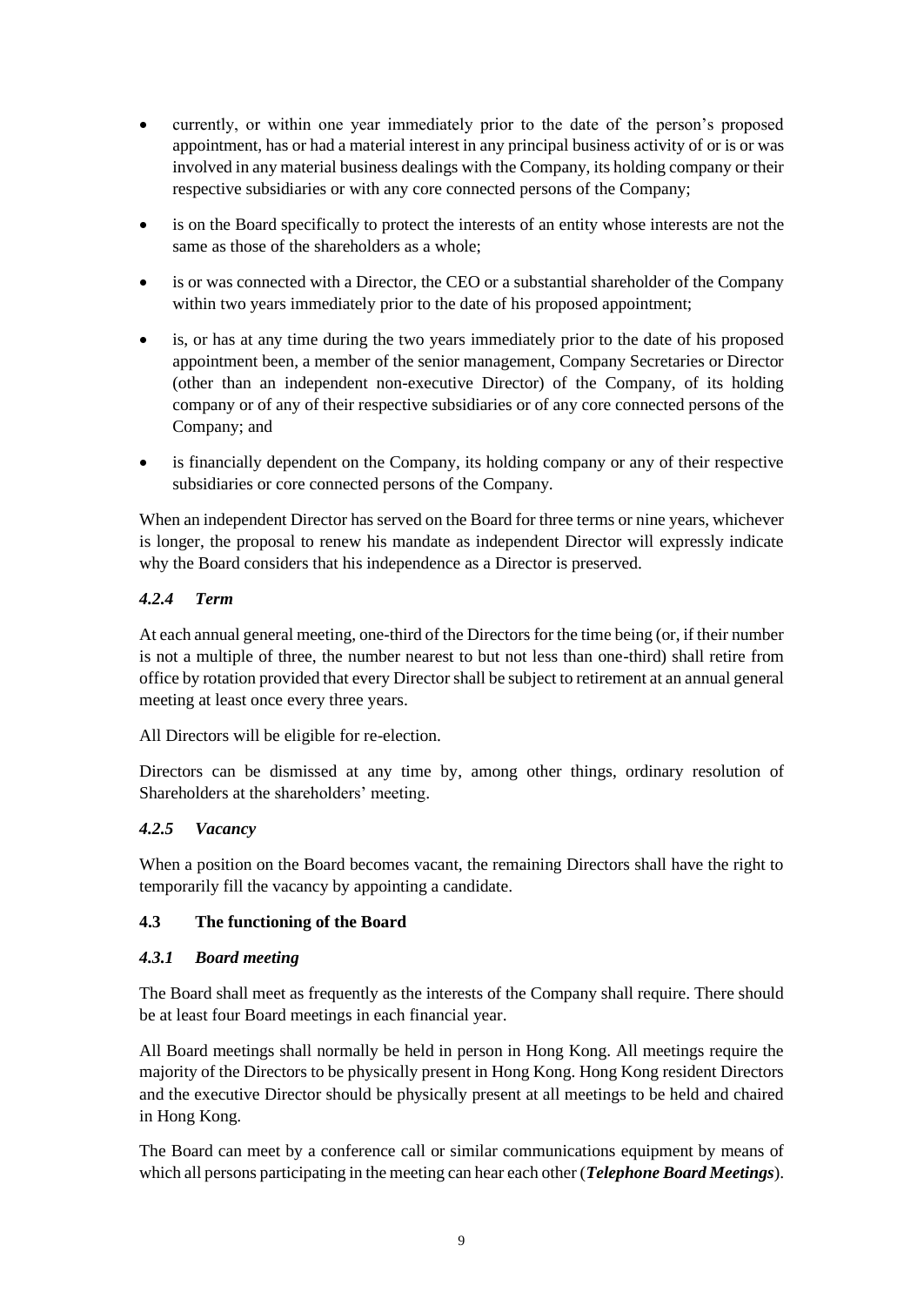- currently, or within one year immediately prior to the date of the person's proposed appointment, has or had a material interest in any principal business activity of or is or was involved in any material business dealings with the Company, its holding company or their respective subsidiaries or with any core connected persons of the Company;
- is on the Board specifically to protect the interests of an entity whose interests are not the same as those of the shareholders as a whole;
- is or was connected with a Director, the CEO or a substantial shareholder of the Company within two years immediately prior to the date of his proposed appointment;
- is, or has at any time during the two years immediately prior to the date of his proposed appointment been, a member of the senior management, Company Secretaries or Director (other than an independent non-executive Director) of the Company, of its holding company or of any of their respective subsidiaries or of any core connected persons of the Company; and
- is financially dependent on the Company, its holding company or any of their respective subsidiaries or core connected persons of the Company.

When an independent Director has served on the Board for three terms or nine years, whichever is longer, the proposal to renew his mandate as independent Director will expressly indicate why the Board considers that his independence as a Director is preserved.

#### *4.2.4 Term*

At each annual general meeting, one-third of the Directors for the time being (or, if their number is not a multiple of three, the number nearest to but not less than one-third) shall retire from office by rotation provided that every Director shall be subject to retirement at an annual general meeting at least once every three years.

All Directors will be eligible for re-election.

Directors can be dismissed at any time by, among other things, ordinary resolution of Shareholders at the shareholders' meeting.

#### *4.2.5 Vacancy*

When a position on the Board becomes vacant, the remaining Directors shall have the right to temporarily fill the vacancy by appointing a candidate.

### 4.3 The functioning of the Board

#### *4.3.1 Board meeting*

The Board shall meet as frequently as the interests of the Company shall require. There should be at least four Board meetings in each financial year.

All Board meetings shall normally be held in person in Hong Kong. All meetings require the majority of the Directors to be physically present in Hong Kong. Hong Kong resident Directors and the executive Director should be physically present at all meetings to be held and chaired in Hong Kong.

The Board can meet by a conference call or similar communications equipment by means of which all persons participating in the meeting can hear each other (***Telephone Board Meetings***).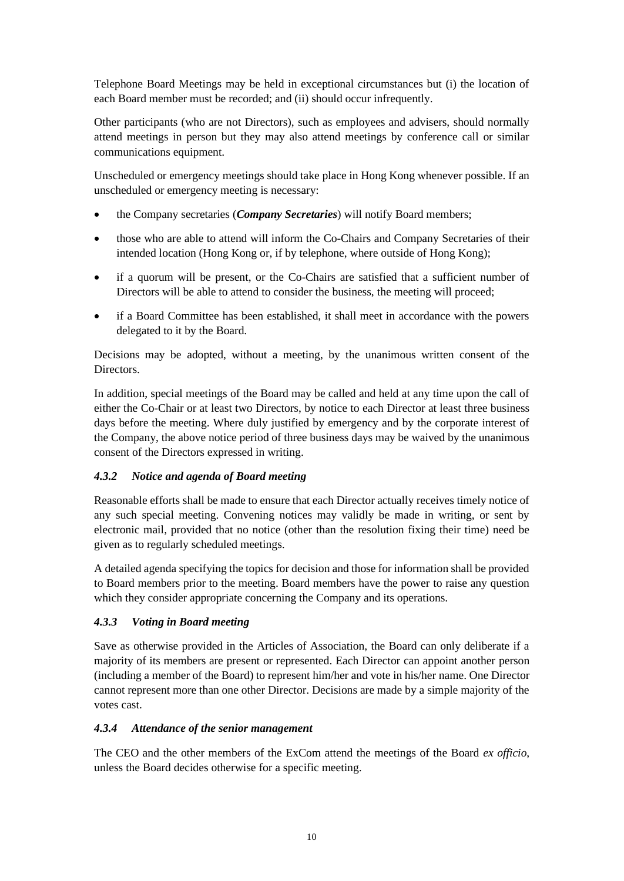Telephone Board Meetings may be held in exceptional circumstances but (i) the location of each Board member must be recorded; and (ii) should occur infrequently.

Other participants (who are not Directors), such as employees and advisers, should normally attend meetings in person but they may also attend meetings by conference call or similar communications equipment.

Unscheduled or emergency meetings should take place in Hong Kong whenever possible. If an unscheduled or emergency meeting is necessary:

- the Company secretaries (***Company Secretaries***) will notify Board members;
- those who are able to attend will inform the Co-Chairs and Company Secretaries of their intended location (Hong Kong or, if by telephone, where outside of Hong Kong);
- if a quorum will be present, or the Co-Chairs are satisfied that a sufficient number of Directors will be able to attend to consider the business, the meeting will proceed;
- if a Board Committee has been established, it shall meet in accordance with the powers delegated to it by the Board.

Decisions may be adopted, without a meeting, by the unanimous written consent of the Directors.

In addition, special meetings of the Board may be called and held at any time upon the call of either the Co-Chair or at least two Directors, by notice to each Director at least three business days before the meeting. Where duly justified by emergency and by the corporate interest of the Company, the above notice period of three business days may be waived by the unanimous consent of the Directors expressed in writing.

#### *4.3.2 Notice and agenda of Board meeting*

Reasonable efforts shall be made to ensure that each Director actually receives timely notice of any such special meeting. Convening notices may validly be made in writing, or sent by electronic mail, provided that no notice (other than the resolution fixing their time) need be given as to regularly scheduled meetings.

A detailed agenda specifying the topics for decision and those for information shall be provided to Board members prior to the meeting. Board members have the power to raise any question which they consider appropriate concerning the Company and its operations.

#### *4.3.3 Voting in Board meeting*

Save as otherwise provided in the Articles of Association, the Board can only deliberate if a majority of its members are present or represented. Each Director can appoint another person (including a member of the Board) to represent him/her and vote in his/her name. One Director cannot represent more than one other Director. Decisions are made by a simple majority of the votes cast.

#### *4.3.4 Attendance of the senior management*

The CEO and the other members of the ExCom attend the meetings of the Board *ex officio*, unless the Board decides otherwise for a specific meeting.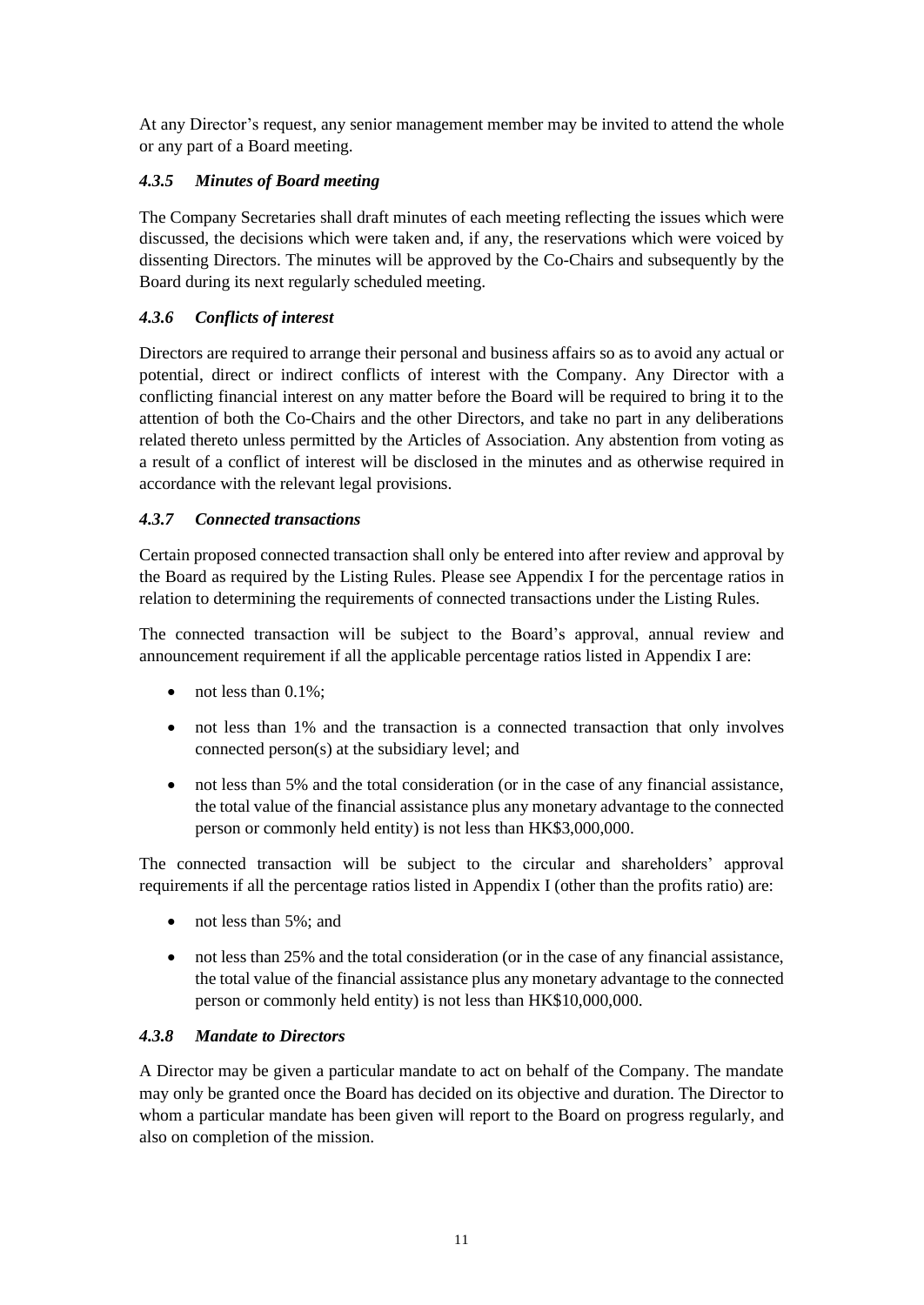At any Director's request, any senior management member may be invited to attend the whole or any part of a Board meeting.

#### *4.3.5 Minutes of Board meeting*

The Company Secretaries shall draft minutes of each meeting reflecting the issues which were discussed, the decisions which were taken and, if any, the reservations which were voiced by dissenting Directors. The minutes will be approved by the Co-Chairs and subsequently by the Board during its next regularly scheduled meeting.

#### *4.3.6 Conflicts of interest*

Directors are required to arrange their personal and business affairs so as to avoid any actual or potential, direct or indirect conflicts of interest with the Company. Any Director with a conflicting financial interest on any matter before the Board will be required to bring it to the attention of both the Co-Chairs and the other Directors, and take no part in any deliberations related thereto unless permitted by the Articles of Association. Any abstention from voting as a result of a conflict of interest will be disclosed in the minutes and as otherwise required in accordance with the relevant legal provisions.

#### *4.3.7 Connected transactions*

Certain proposed connected transaction shall only be entered into after review and approval by the Board as required by the Listing Rules. Please see Appendix I for the percentage ratios in relation to determining the requirements of connected transactions under the Listing Rules.

The connected transaction will be subject to the Board's approval, annual review and announcement requirement if all the applicable percentage ratios listed in Appendix I are:

- not less than 0.1%;
- not less than 1% and the transaction is a connected transaction that only involves connected person(s) at the subsidiary level; and
- not less than 5% and the total consideration (or in the case of any financial assistance, the total value of the financial assistance plus any monetary advantage to the connected person or commonly held entity) is not less than HK$3,000,000.

The connected transaction will be subject to the circular and shareholders' approval requirements if all the percentage ratios listed in Appendix I (other than the profits ratio) are:

- not less than 5%; and
- not less than 25% and the total consideration (or in the case of any financial assistance, the total value of the financial assistance plus any monetary advantage to the connected person or commonly held entity) is not less than HK$10,000,000.

#### *4.3.8 Mandate to Directors*

A Director may be given a particular mandate to act on behalf of the Company. The mandate may only be granted once the Board has decided on its objective and duration. The Director to whom a particular mandate has been given will report to the Board on progress regularly, and also on completion of the mission.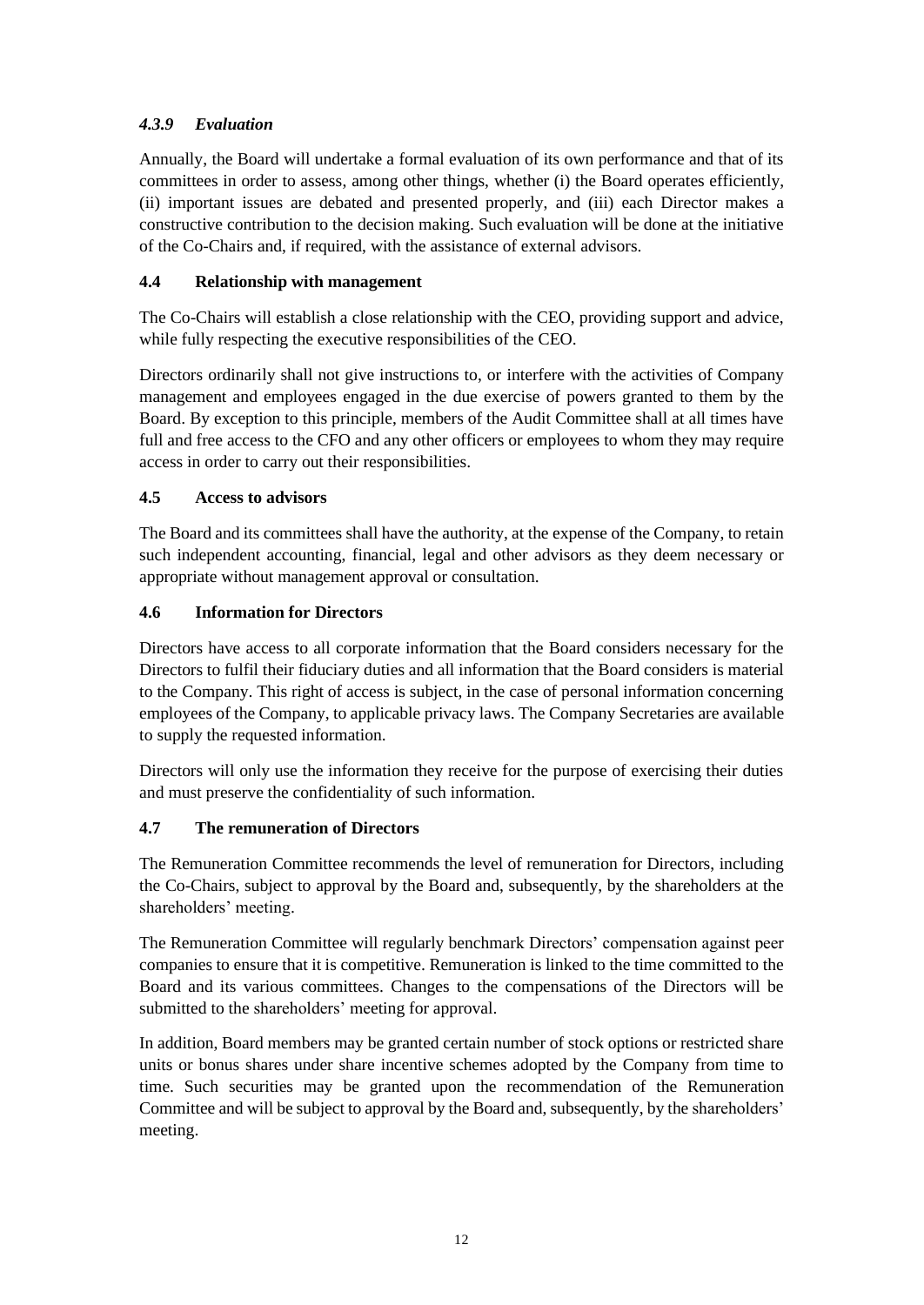#### *4.3.9 Evaluation*

Annually, the Board will undertake a formal evaluation of its own performance and that of its committees in order to assess, among other things, whether (i) the Board operates efficiently, (ii) important issues are debated and presented properly, and (iii) each Director makes a constructive contribution to the decision making. Such evaluation will be done at the initiative of the Co-Chairs and, if required, with the assistance of external advisors.

### 4.4 Relationship with management

The Co-Chairs will establish a close relationship with the CEO, providing support and advice, while fully respecting the executive responsibilities of the CEO.

Directors ordinarily shall not give instructions to, or interfere with the activities of Company management and employees engaged in the due exercise of powers granted to them by the Board. By exception to this principle, members of the Audit Committee shall at all times have full and free access to the CFO and any other officers or employees to whom they may require access in order to carry out their responsibilities.

### 4.5 Access to advisors

The Board and its committees shall have the authority, at the expense of the Company, to retain such independent accounting, financial, legal and other advisors as they deem necessary or appropriate without management approval or consultation.

### 4.6 Information for Directors

Directors have access to all corporate information that the Board considers necessary for the Directors to fulfil their fiduciary duties and all information that the Board considers is material to the Company. This right of access is subject, in the case of personal information concerning employees of the Company, to applicable privacy laws. The Company Secretaries are available to supply the requested information.

Directors will only use the information they receive for the purpose of exercising their duties and must preserve the confidentiality of such information.

### 4.7 The remuneration of Directors

The Remuneration Committee recommends the level of remuneration for Directors, including the Co-Chairs, subject to approval by the Board and, subsequently, by the shareholders at the shareholders' meeting.

The Remuneration Committee will regularly benchmark Directors' compensation against peer companies to ensure that it is competitive. Remuneration is linked to the time committed to the Board and its various committees. Changes to the compensations of the Directors will be submitted to the shareholders' meeting for approval.

In addition, Board members may be granted certain number of stock options or restricted share units or bonus shares under share incentive schemes adopted by the Company from time to time. Such securities may be granted upon the recommendation of the Remuneration Committee and will be subject to approval by the Board and, subsequently, by the shareholders' meeting.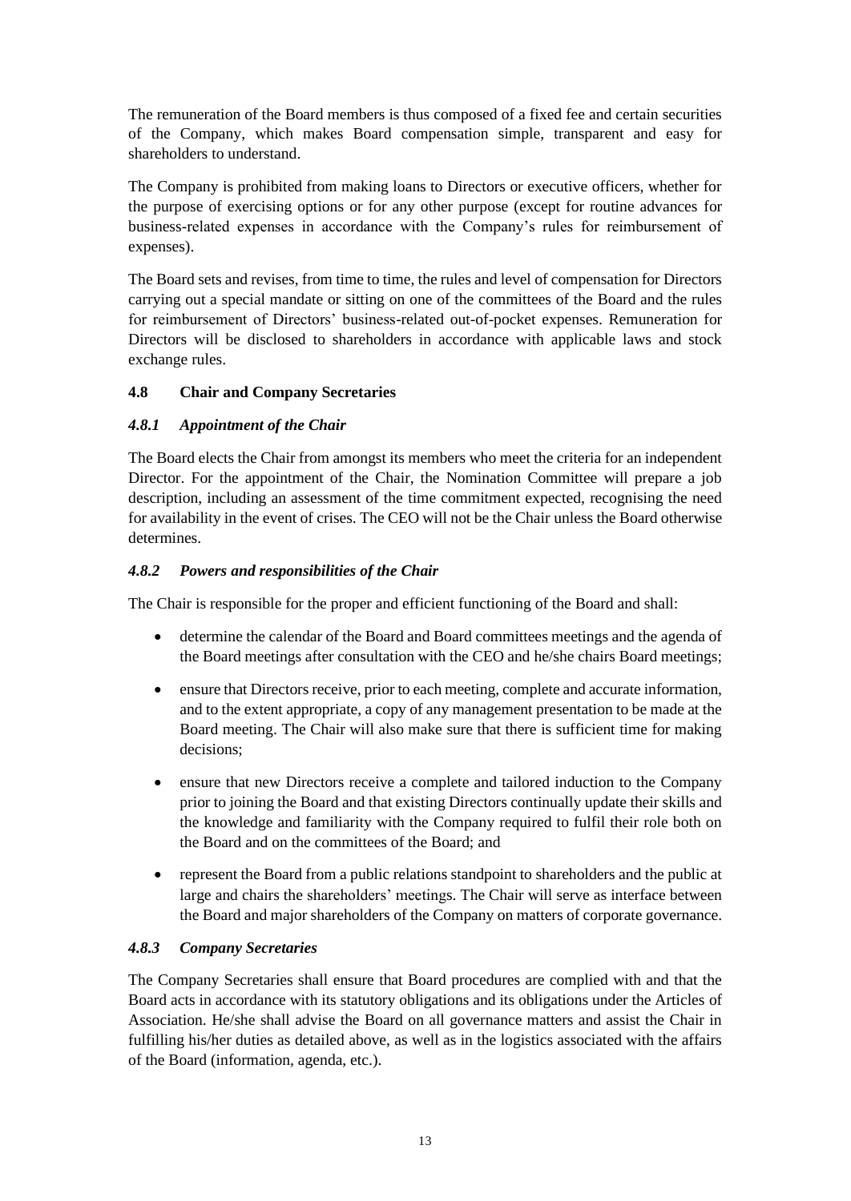The remuneration of the Board members is thus composed of a fixed fee and certain securities of the Company, which makes Board compensation simple, transparent and easy for shareholders to understand.

The Company is prohibited from making loans to Directors or executive officers, whether for the purpose of exercising options or for any other purpose (except for routine advances for business-related expenses in accordance with the Company's rules for reimbursement of expenses).

The Board sets and revises, from time to time, the rules and level of compensation for Directors carrying out a special mandate or sitting on one of the committees of the Board and the rules for reimbursement of Directors' business-related out-of-pocket expenses. Remuneration for Directors will be disclosed to shareholders in accordance with applicable laws and stock exchange rules.

### 4.8 Chair and Company Secretaries

#### *4.8.1 Appointment of the Chair*

The Board elects the Chair from amongst its members who meet the criteria for an independent Director. For the appointment of the Chair, the Nomination Committee will prepare a job description, including an assessment of the time commitment expected, recognising the need for availability in the event of crises. The CEO will not be the Chair unless the Board otherwise determines.

#### *4.8.2 Powers and responsibilities of the Chair*

The Chair is responsible for the proper and efficient functioning of the Board and shall:

- determine the calendar of the Board and Board committees meetings and the agenda of the Board meetings after consultation with the CEO and he/she chairs Board meetings;
- ensure that Directors receive, prior to each meeting, complete and accurate information, and to the extent appropriate, a copy of any management presentation to be made at the Board meeting. The Chair will also make sure that there is sufficient time for making decisions;
- ensure that new Directors receive a complete and tailored induction to the Company prior to joining the Board and that existing Directors continually update their skills and the knowledge and familiarity with the Company required to fulfil their role both on the Board and on the committees of the Board; and
- represent the Board from a public relations standpoint to shareholders and the public at large and chairs the shareholders' meetings. The Chair will serve as interface between the Board and major shareholders of the Company on matters of corporate governance.

#### *4.8.3 Company Secretaries*

The Company Secretaries shall ensure that Board procedures are complied with and that the Board acts in accordance with its statutory obligations and its obligations under the Articles of Association. He/she shall advise the Board on all governance matters and assist the Chair in fulfilling his/her duties as detailed above, as well as in the logistics associated with the affairs of the Board (information, agenda, etc.).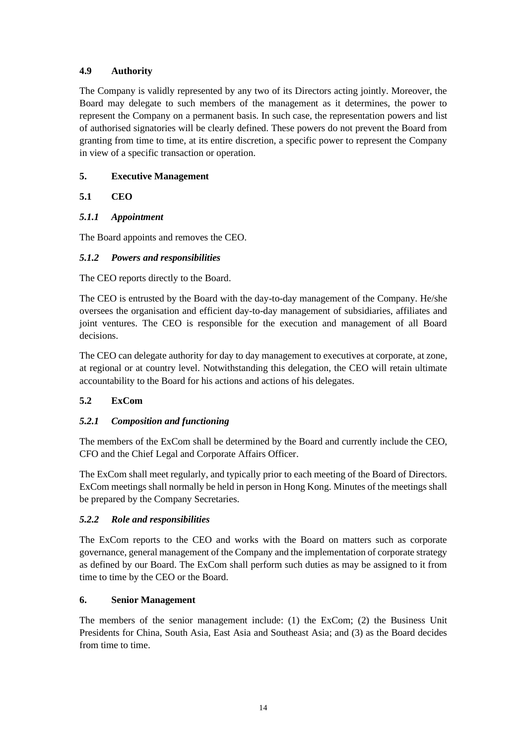### 4.9 Authority

The Company is validly represented by any two of its Directors acting jointly. Moreover, the Board may delegate to such members of the management as it determines, the power to represent the Company on a permanent basis. In such case, the representation powers and list of authorised signatories will be clearly defined. These powers do not prevent the Board from granting from time to time, at its entire discretion, a specific power to represent the Company in view of a specific transaction or operation.

## 5. Executive Management

### 5.1 CEO

#### *5.1.1 Appointment*

The Board appoints and removes the CEO.

#### *5.1.2 Powers and responsibilities*

The CEO reports directly to the Board.

The CEO is entrusted by the Board with the day-to-day management of the Company. He/she oversees the organisation and efficient day-to-day management of subsidiaries, affiliates and joint ventures. The CEO is responsible for the execution and management of all Board decisions.

The CEO can delegate authority for day to day management to executives at corporate, at zone, at regional or at country level. Notwithstanding this delegation, the CEO will retain ultimate accountability to the Board for his actions and actions of his delegates.

### 5.2 ExCom

#### *5.2.1 Composition and functioning*

The members of the ExCom shall be determined by the Board and currently include the CEO, CFO and the Chief Legal and Corporate Affairs Officer.

The ExCom shall meet regularly, and typically prior to each meeting of the Board of Directors. ExCom meetings shall normally be held in person in Hong Kong. Minutes of the meetings shall be prepared by the Company Secretaries.

#### *5.2.2 Role and responsibilities*

The ExCom reports to the CEO and works with the Board on matters such as corporate governance, general management of the Company and the implementation of corporate strategy as defined by our Board. The ExCom shall perform such duties as may be assigned to it from time to time by the CEO or the Board.

## 6. Senior Management

The members of the senior management include: (1) the ExCom; (2) the Business Unit Presidents for China, South Asia, East Asia and Southeast Asia; and (3) as the Board decides from time to time.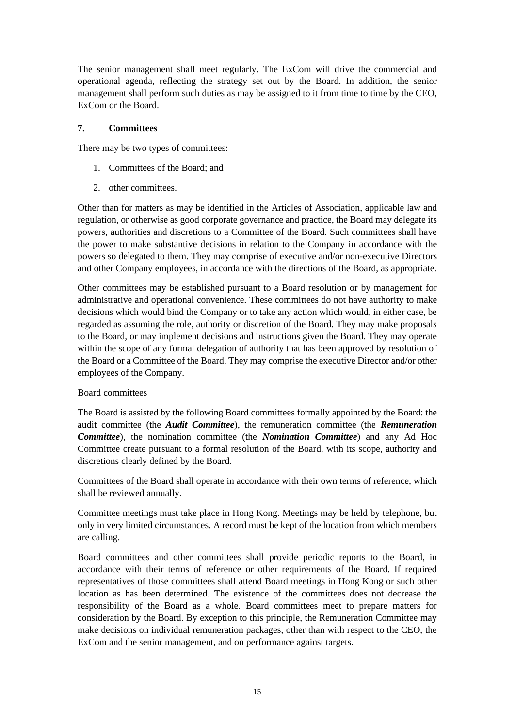The senior management shall meet regularly. The ExCom will drive the commercial and operational agenda, reflecting the strategy set out by the Board. In addition, the senior management shall perform such duties as may be assigned to it from time to time by the CEO, ExCom or the Board.

## 7. Committees

There may be two types of committees:

1. Committees of the Board; and
2. other committees.

Other than for matters as may be identified in the Articles of Association, applicable law and regulation, or otherwise as good corporate governance and practice, the Board may delegate its powers, authorities and discretions to a Committee of the Board. Such committees shall have the power to make substantive decisions in relation to the Company in accordance with the powers so delegated to them. They may comprise of executive and/or non-executive Directors and other Company employees, in accordance with the directions of the Board, as appropriate.

Other committees may be established pursuant to a Board resolution or by management for administrative and operational convenience. These committees do not have authority to make decisions which would bind the Company or to take any action which would, in either case, be regarded as assuming the role, authority or discretion of the Board. They may make proposals to the Board, or may implement decisions and instructions given the Board. They may operate within the scope of any formal delegation of authority that has been approved by resolution of the Board or a Committee of the Board. They may comprise the executive Director and/or other employees of the Company.

<u>Board committees</u>

The Board is assisted by the following Board committees formally appointed by the Board: the audit committee (the ***Audit Committee***), the remuneration committee (the ***Remuneration Committee***), the nomination committee (the ***Nomination Committee***) and any Ad Hoc Committee create pursuant to a formal resolution of the Board, with its scope, authority and discretions clearly defined by the Board.

Committees of the Board shall operate in accordance with their own terms of reference, which shall be reviewed annually.

Committee meetings must take place in Hong Kong. Meetings may be held by telephone, but only in very limited circumstances. A record must be kept of the location from which members are calling.

Board committees and other committees shall provide periodic reports to the Board, in accordance with their terms of reference or other requirements of the Board. If required representatives of those committees shall attend Board meetings in Hong Kong or such other location as has been determined. The existence of the committees does not decrease the responsibility of the Board as a whole. Board committees meet to prepare matters for consideration by the Board. By exception to this principle, the Remuneration Committee may make decisions on individual remuneration packages, other than with respect to the CEO, the ExCom and the senior management, and on performance against targets.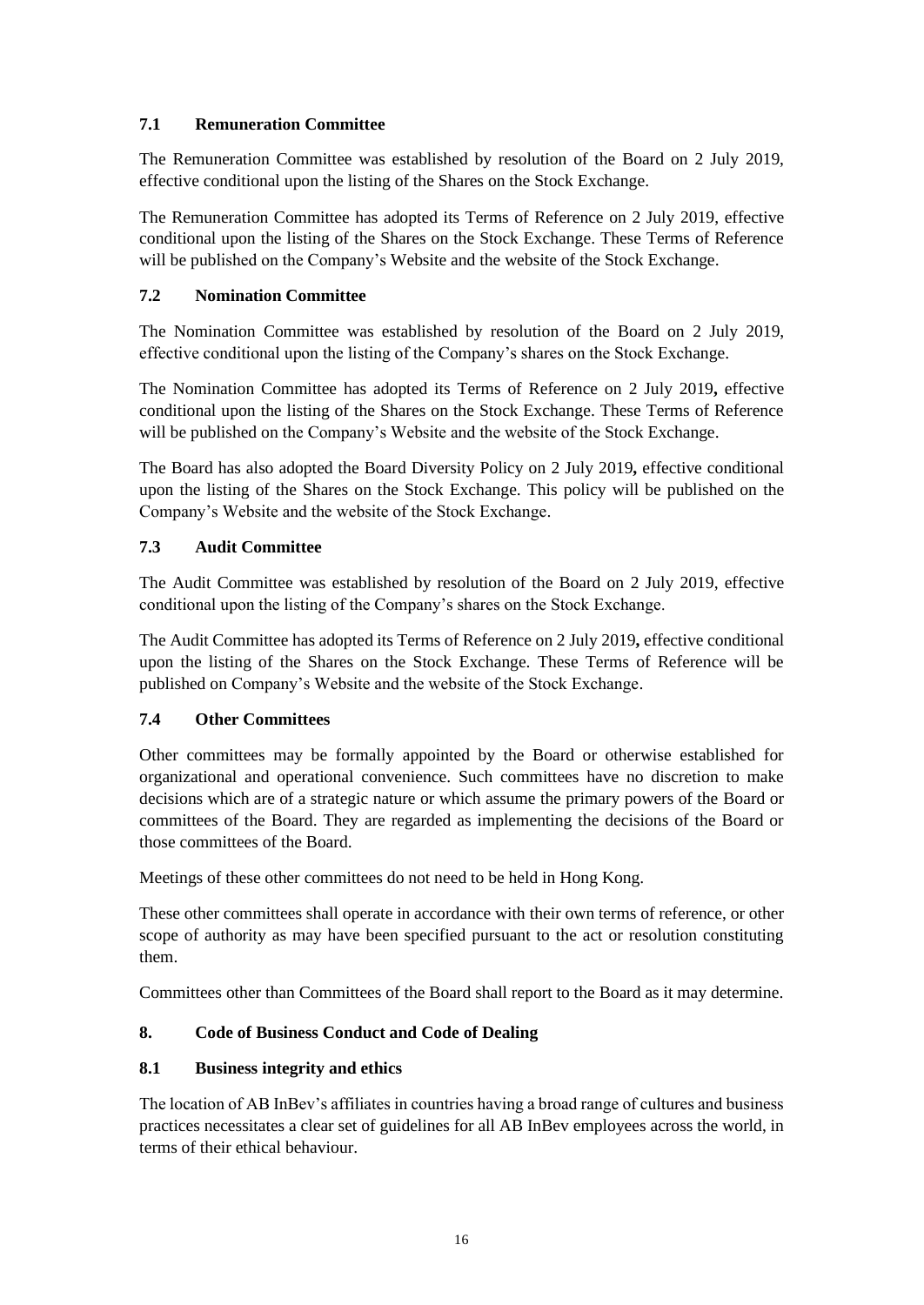### 7.1 Remuneration Committee

The Remuneration Committee was established by resolution of the Board on 2 July 2019, effective conditional upon the listing of the Shares on the Stock Exchange.

The Remuneration Committee has adopted its Terms of Reference on 2 July 2019, effective conditional upon the listing of the Shares on the Stock Exchange. These Terms of Reference will be published on the Company's Website and the website of the Stock Exchange.

### 7.2 Nomination Committee

The Nomination Committee was established by resolution of the Board on 2 July 2019, effective conditional upon the listing of the Company's shares on the Stock Exchange.

The Nomination Committee has adopted its Terms of Reference on 2 July 2019**,** effective conditional upon the listing of the Shares on the Stock Exchange. These Terms of Reference will be published on the Company's Website and the website of the Stock Exchange.

The Board has also adopted the Board Diversity Policy on 2 July 2019**,** effective conditional upon the listing of the Shares on the Stock Exchange. This policy will be published on the Company's Website and the website of the Stock Exchange.

### 7.3 Audit Committee

The Audit Committee was established by resolution of the Board on 2 July 2019, effective conditional upon the listing of the Company's shares on the Stock Exchange.

The Audit Committee has adopted its Terms of Reference on 2 July 2019**,** effective conditional upon the listing of the Shares on the Stock Exchange. These Terms of Reference will be published on Company's Website and the website of the Stock Exchange.

### 7.4 Other Committees

Other committees may be formally appointed by the Board or otherwise established for organizational and operational convenience. Such committees have no discretion to make decisions which are of a strategic nature or which assume the primary powers of the Board or committees of the Board. They are regarded as implementing the decisions of the Board or those committees of the Board.

Meetings of these other committees do not need to be held in Hong Kong.

These other committees shall operate in accordance with their own terms of reference, or other scope of authority as may have been specified pursuant to the act or resolution constituting them.

Committees other than Committees of the Board shall report to the Board as it may determine.

## 8. Code of Business Conduct and Code of Dealing

### 8.1 Business integrity and ethics

The location of AB InBev's affiliates in countries having a broad range of cultures and business practices necessitates a clear set of guidelines for all AB InBev employees across the world, in terms of their ethical behaviour.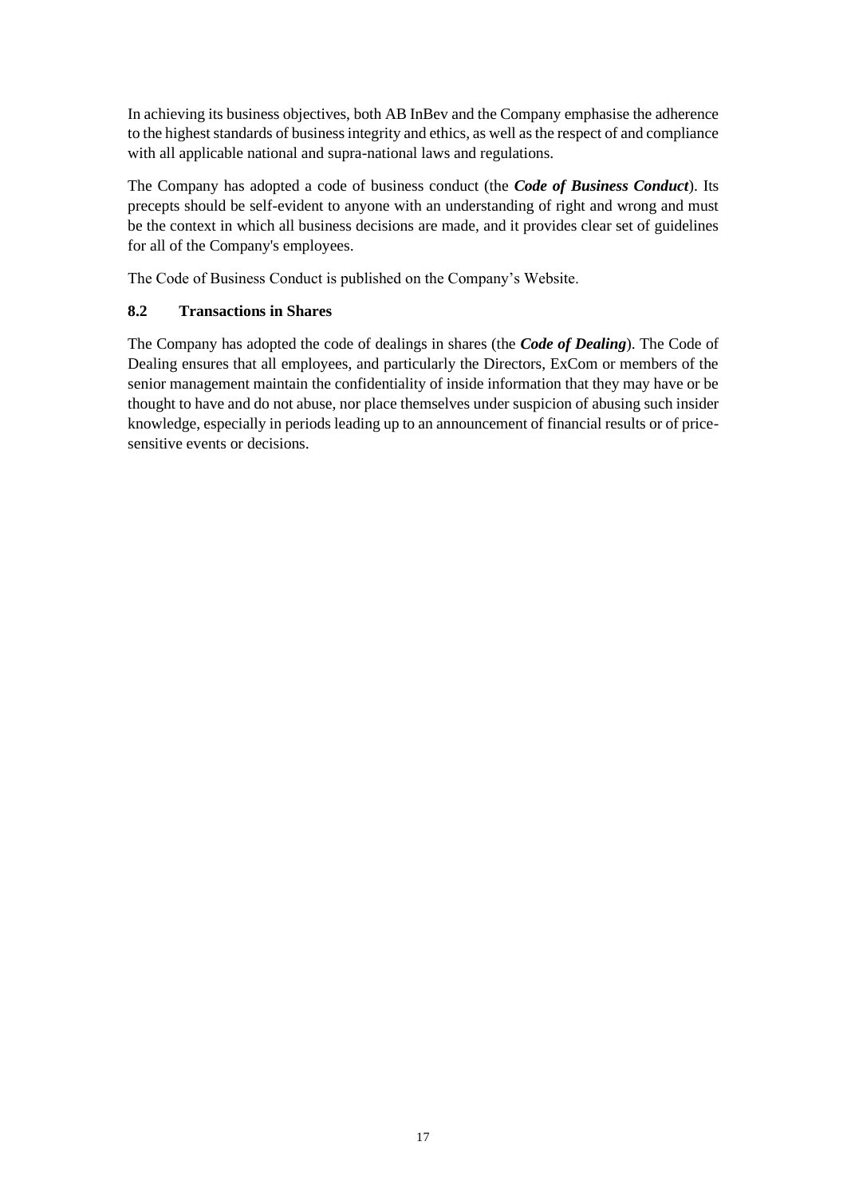In achieving its business objectives, both AB InBev and the Company emphasise the adherence to the highest standards of business integrity and ethics, as well as the respect of and compliance with all applicable national and supra-national laws and regulations.

The Company has adopted a code of business conduct (the ***Code of Business Conduct***). Its precepts should be self-evident to anyone with an understanding of right and wrong and must be the context in which all business decisions are made, and it provides clear set of guidelines for all of the Company's employees.

The Code of Business Conduct is published on the Company's Website.

### 8.2 Transactions in Shares

The Company has adopted the code of dealings in shares (the ***Code of Dealing***). The Code of Dealing ensures that all employees, and particularly the Directors, ExCom or members of the senior management maintain the confidentiality of inside information that they may have or be thought to have and do not abuse, nor place themselves under suspicion of abusing such insider knowledge, especially in periods leading up to an announcement of financial results or of price-sensitive events or decisions.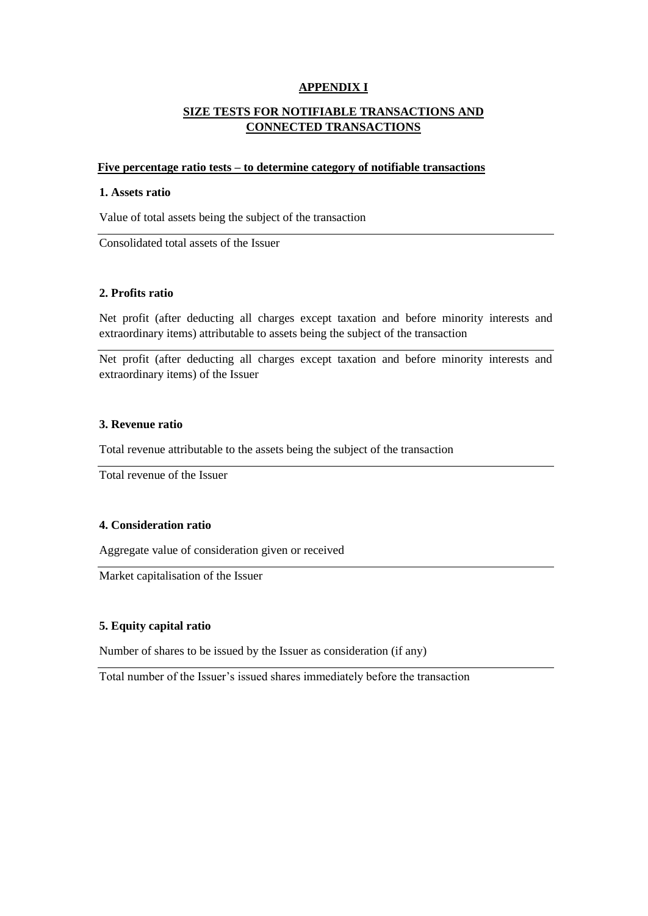# APPENDIX I

## SIZE TESTS FOR NOTIFIABLE TRANSACTIONS AND CONNECTED TRANSACTIONS

**Five percentage ratio tests – to determine category of notifiable transactions**

**1. Assets ratio**

$$\frac{\text{Value of total assets being the subject of the transaction}}{\text{Consolidated total assets of the Issuer}}$$

**2. Profits ratio**

$$\frac{\text{Net profit (after deducting all charges except taxation and before minority interests and extraordinary items) attributable to assets being the subject of the transaction}}{\text{Net profit (after deducting all charges except taxation and before minority interests and extraordinary items) of the Issuer}}$$

**3. Revenue ratio**

$$\frac{\text{Total revenue attributable to the assets being the subject of the transaction}}{\text{Total revenue of the Issuer}}$$

**4. Consideration ratio**

$$\frac{\text{Aggregate value of consideration given or received}}{\text{Market capitalisation of the Issuer}}$$

**5. Equity capital ratio**

$$\frac{\text{Number of shares to be issued by the Issuer as consideration (if any)}}{\text{Total number of the Issuer's issued shares immediately before the transaction}}$$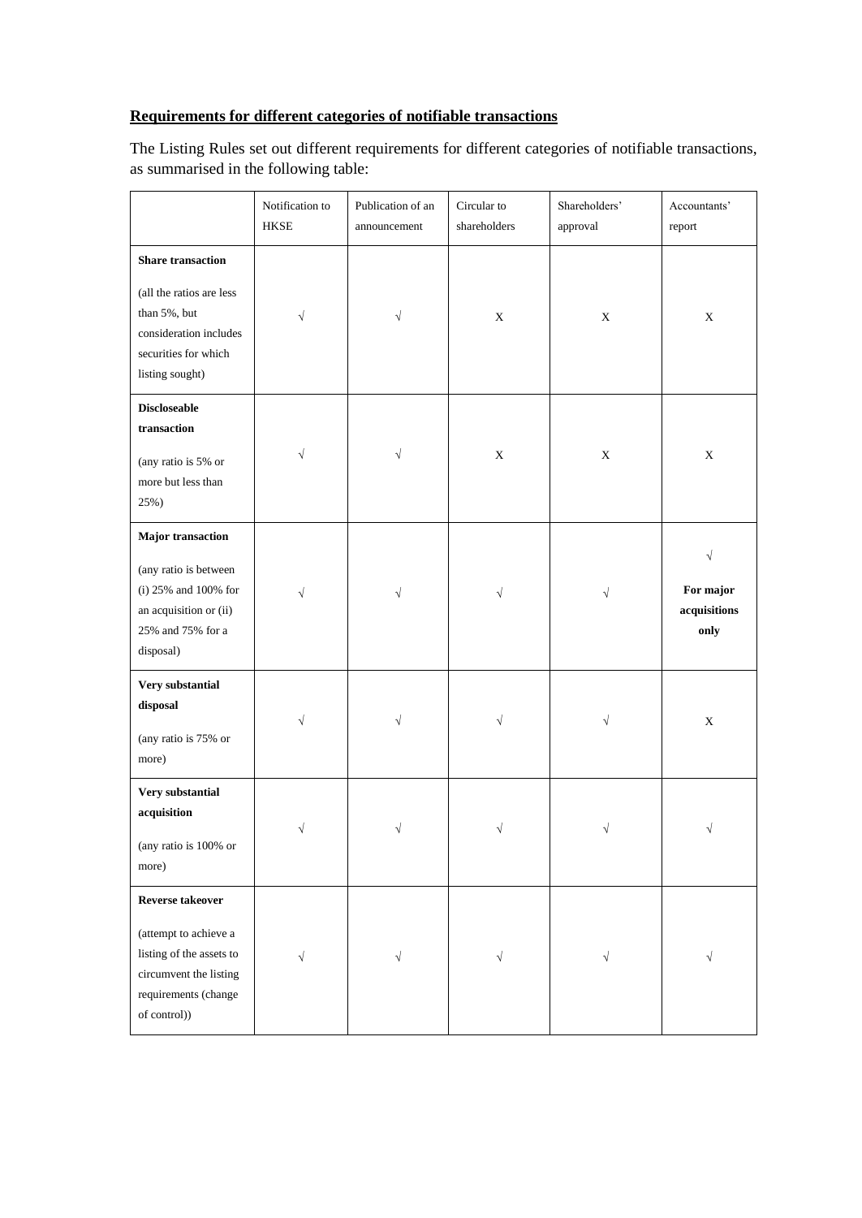**Requirements for different categories of notifiable transactions**

The Listing Rules set out different requirements for different categories of notifiable transactions, as summarised in the following table:

| | Notification to HKSE | Publication of an announcement | Circular to shareholders | Shareholders' approval | Accountants' report |
|---|---|---|---|---|---|
| **Share transaction**<br><br>(all the ratios are less than 5%, but consideration includes securities for which listing sought) | √ | √ | X | X | X |
| **Discloseable transaction**<br><br>(any ratio is 5% or more but less than 25%) | √ | √ | X | X | X |
| **Major transaction**<br><br>(any ratio is between (i) 25% and 100% for an acquisition or (ii) 25% and 75% for a disposal) | √ | √ | √ | √ | √<br><br>**For major acquisitions only** |
| **Very substantial disposal**<br><br>(any ratio is 75% or more) | √ | √ | √ | √ | X |
| **Very substantial acquisition**<br><br>(any ratio is 100% or more) | √ | √ | √ | √ | √ |
| **Reverse takeover**<br><br>(attempt to achieve a listing of the assets to circumvent the listing requirements (change of control)) | √ | √ | √ | √ | √ |